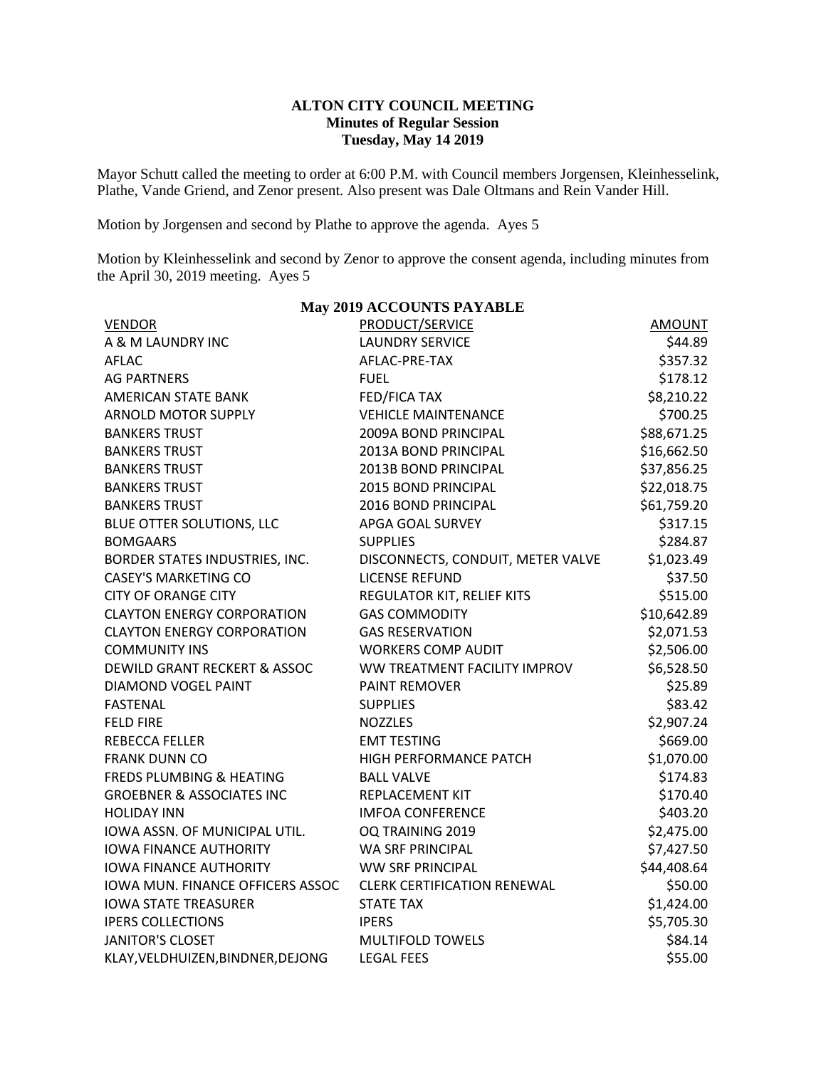**ALTON CITY COUNCIL MEETING**
**Minutes of Regular Session**
**Tuesday, May 14 2019**

Mayor Schutt called the meeting to order at 6:00 P.M. with Council members Jorgensen, Kleinhesselink, Plathe, Vande Griend, and Zenor present. Also present was Dale Oltmans and Rein Vander Hill.

Motion by Jorgensen and second by Plathe to approve the agenda. Ayes 5

Motion by Kleinhesselink and second by Zenor to approve the consent agenda, including minutes from the April 30, 2019 meeting. Ayes 5

**May 2019 ACCOUNTS PAYABLE**

| VENDOR | PRODUCT/SERVICE | AMOUNT |
|---|---|---|
| A & M LAUNDRY INC | LAUNDRY SERVICE | $44.89 |
| AFLAC | AFLAC-PRE-TAX | $357.32 |
| AG PARTNERS | FUEL | $178.12 |
| AMERICAN STATE BANK | FED/FICA TAX | $8,210.22 |
| ARNOLD MOTOR SUPPLY | VEHICLE MAINTENANCE | $700.25 |
| BANKERS TRUST | 2009A BOND PRINCIPAL | $88,671.25 |
| BANKERS TRUST | 2013A BOND PRINCIPAL | $16,662.50 |
| BANKERS TRUST | 2013B BOND PRINCIPAL | $37,856.25 |
| BANKERS TRUST | 2015 BOND PRINCIPAL | $22,018.75 |
| BANKERS TRUST | 2016 BOND PRINCIPAL | $61,759.20 |
| BLUE OTTER SOLUTIONS, LLC | APGA GOAL SURVEY | $317.15 |
| BOMGAARS | SUPPLIES | $284.87 |
| BORDER STATES INDUSTRIES, INC. | DISCONNECTS, CONDUIT, METER VALVE | $1,023.49 |
| CASEY'S MARKETING CO | LICENSE REFUND | $37.50 |
| CITY OF ORANGE CITY | REGULATOR KIT, RELIEF KITS | $515.00 |
| CLAYTON ENERGY CORPORATION | GAS COMMODITY | $10,642.89 |
| CLAYTON ENERGY CORPORATION | GAS RESERVATION | $2,071.53 |
| COMMUNITY INS | WORKERS COMP AUDIT | $2,506.00 |
| DEWILD GRANT RECKERT & ASSOC | WW TREATMENT FACILITY IMPROV | $6,528.50 |
| DIAMOND VOGEL PAINT | PAINT REMOVER | $25.89 |
| FASTENAL | SUPPLIES | $83.42 |
| FELD FIRE | NOZZLES | $2,907.24 |
| REBECCA FELLER | EMT TESTING | $669.00 |
| FRANK DUNN CO | HIGH PERFORMANCE PATCH | $1,070.00 |
| FREDS PLUMBING & HEATING | BALL VALVE | $174.83 |
| GROEBNER & ASSOCIATES INC | REPLACEMENT KIT | $170.40 |
| HOLIDAY INN | IMFOA CONFERENCE | $403.20 |
| IOWA ASSN. OF MUNICIPAL UTIL. | OQ TRAINING 2019 | $2,475.00 |
| IOWA FINANCE AUTHORITY | WA SRF PRINCIPAL | $7,427.50 |
| IOWA FINANCE AUTHORITY | WW SRF PRINCIPAL | $44,408.64 |
| IOWA MUN. FINANCE OFFICERS ASSOC | CLERK CERTIFICATION RENEWAL | $50.00 |
| IOWA STATE TREASURER | STATE TAX | $1,424.00 |
| IPERS COLLECTIONS | IPERS | $5,705.30 |
| JANITOR'S CLOSET | MULTIFOLD TOWELS | $84.14 |
| KLAY,VELDHUIZEN,BINDNER,DEJONG | LEGAL FEES | $55.00 |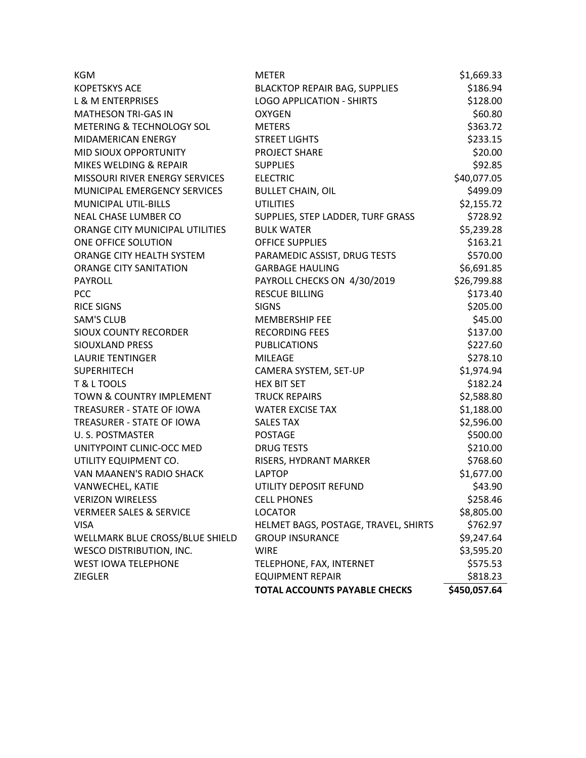| | | |
|---|---|---|
| KGM | METER | $1,669.33 |
| KOPETSKYS ACE | BLACKTOP REPAIR BAG, SUPPLIES | $186.94 |
| L & M ENTERPRISES | LOGO APPLICATION - SHIRTS | $128.00 |
| MATHESON TRI-GAS IN | OXYGEN | $60.80 |
| METERING & TECHNOLOGY SOL | METERS | $363.72 |
| MIDAMERICAN ENERGY | STREET LIGHTS | $233.15 |
| MID SIOUX OPPORTUNITY | PROJECT SHARE | $20.00 |
| MIKES WELDING & REPAIR | SUPPLIES | $92.85 |
| MISSOURI RIVER ENERGY SERVICES | ELECTRIC | $40,077.05 |
| MUNICIPAL EMERGENCY SERVICES | BULLET CHAIN, OIL | $499.09 |
| MUNICIPAL UTIL-BILLS | UTILITIES | $2,155.72 |
| NEAL CHASE LUMBER CO | SUPPLIES, STEP LADDER, TURF GRASS | $728.92 |
| ORANGE CITY MUNICIPAL UTILITIES | BULK WATER | $5,239.28 |
| ONE OFFICE SOLUTION | OFFICE SUPPLIES | $163.21 |
| ORANGE CITY HEALTH SYSTEM | PARAMEDIC ASSIST, DRUG TESTS | $570.00 |
| ORANGE CITY SANITATION | GARBAGE HAULING | $6,691.85 |
| PAYROLL | PAYROLL CHECKS ON 4/30/2019 | $26,799.88 |
| PCC | RESCUE BILLING | $173.40 |
| RICE SIGNS | SIGNS | $205.00 |
| SAM'S CLUB | MEMBERSHIP FEE | $45.00 |
| SIOUX COUNTY RECORDER | RECORDING FEES | $137.00 |
| SIOUXLAND PRESS | PUBLICATIONS | $227.60 |
| LAURIE TENTINGER | MILEAGE | $278.10 |
| SUPERHITECH | CAMERA SYSTEM, SET-UP | $1,974.94 |
| T & L TOOLS | HEX BIT SET | $182.24 |
| TOWN & COUNTRY IMPLEMENT | TRUCK REPAIRS | $2,588.80 |
| TREASURER - STATE OF IOWA | WATER EXCISE TAX | $1,188.00 |
| TREASURER - STATE OF IOWA | SALES TAX | $2,596.00 |
| U. S. POSTMASTER | POSTAGE | $500.00 |
| UNITYPOINT CLINIC-OCC MED | DRUG TESTS | $210.00 |
| UTILITY EQUIPMENT CO. | RISERS, HYDRANT MARKER | $768.60 |
| VAN MAANEN'S RADIO SHACK | LAPTOP | $1,677.00 |
| VANWECHEL, KATIE | UTILITY DEPOSIT REFUND | $43.90 |
| VERIZON WIRELESS | CELL PHONES | $258.46 |
| VERMEER SALES & SERVICE | LOCATOR | $8,805.00 |
| VISA | HELMET BAGS, POSTAGE, TRAVEL, SHIRTS | $762.97 |
| WELLMARK BLUE CROSS/BLUE SHIELD | GROUP INSURANCE | $9,247.64 |
| WESCO DISTRIBUTION, INC. | WIRE | $3,595.20 |
| WEST IOWA TELEPHONE | TELEPHONE, FAX, INTERNET | $575.53 |
| ZIEGLER | EQUIPMENT REPAIR | $818.23 |
| | **TOTAL ACCOUNTS PAYABLE CHECKS** | **$450,057.64** |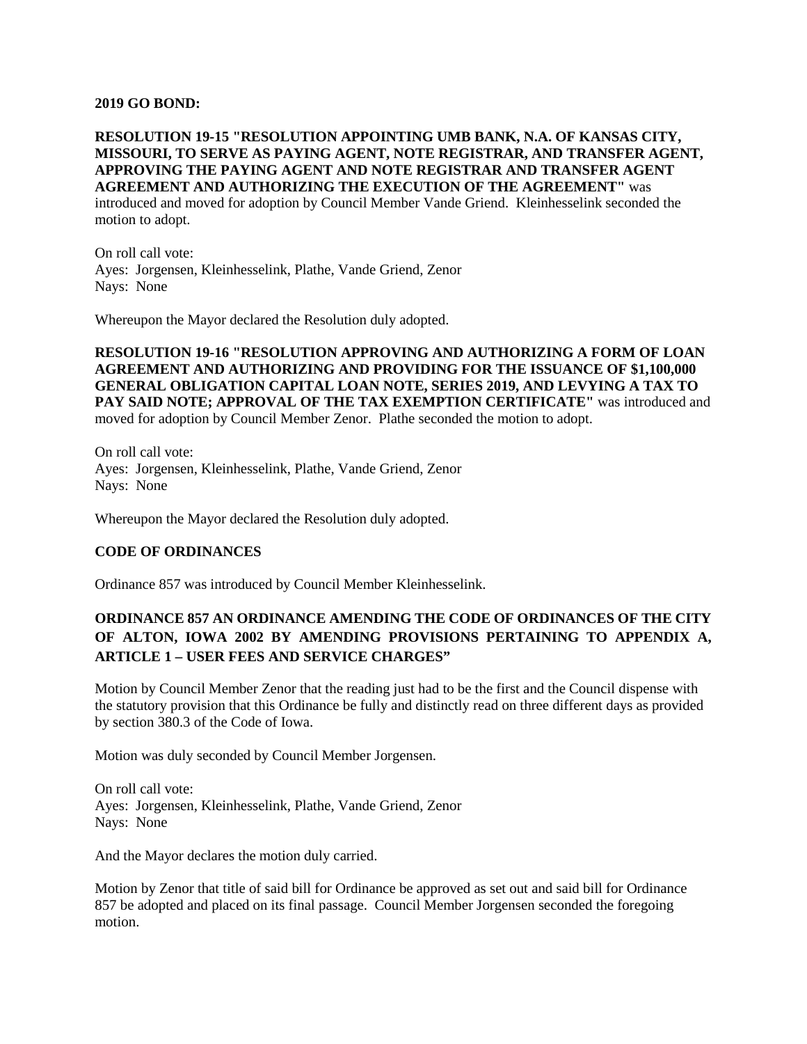**2019 GO BOND:**

**RESOLUTION 19-15 "RESOLUTION APPOINTING UMB BANK, N.A. OF KANSAS CITY, MISSOURI, TO SERVE AS PAYING AGENT, NOTE REGISTRAR, AND TRANSFER AGENT, APPROVING THE PAYING AGENT AND NOTE REGISTRAR AND TRANSFER AGENT AGREEMENT AND AUTHORIZING THE EXECUTION OF THE AGREEMENT"** was introduced and moved for adoption by Council Member Vande Griend. Kleinhesselink seconded the motion to adopt.

On roll call vote:
Ayes: Jorgensen, Kleinhesselink, Plathe, Vande Griend, Zenor
Nays: None

Whereupon the Mayor declared the Resolution duly adopted.

**RESOLUTION 19-16 "RESOLUTION APPROVING AND AUTHORIZING A FORM OF LOAN AGREEMENT AND AUTHORIZING AND PROVIDING FOR THE ISSUANCE OF $1,100,000 GENERAL OBLIGATION CAPITAL LOAN NOTE, SERIES 2019, AND LEVYING A TAX TO PAY SAID NOTE; APPROVAL OF THE TAX EXEMPTION CERTIFICATE"** was introduced and moved for adoption by Council Member Zenor. Plathe seconded the motion to adopt.

On roll call vote:
Ayes: Jorgensen, Kleinhesselink, Plathe, Vande Griend, Zenor
Nays: None

Whereupon the Mayor declared the Resolution duly adopted.

**CODE OF ORDINANCES**

Ordinance 857 was introduced by Council Member Kleinhesselink.

**ORDINANCE 857 AN ORDINANCE AMENDING THE CODE OF ORDINANCES OF THE CITY OF ALTON, IOWA 2002 BY AMENDING PROVISIONS PERTAINING TO APPENDIX A, ARTICLE 1 – USER FEES AND SERVICE CHARGES"**

Motion by Council Member Zenor that the reading just had to be the first and the Council dispense with the statutory provision that this Ordinance be fully and distinctly read on three different days as provided by section 380.3 of the Code of Iowa.

Motion was duly seconded by Council Member Jorgensen.

On roll call vote:
Ayes: Jorgensen, Kleinhesselink, Plathe, Vande Griend, Zenor
Nays: None

And the Mayor declares the motion duly carried.

Motion by Zenor that title of said bill for Ordinance be approved as set out and said bill for Ordinance 857 be adopted and placed on its final passage. Council Member Jorgensen seconded the foregoing motion.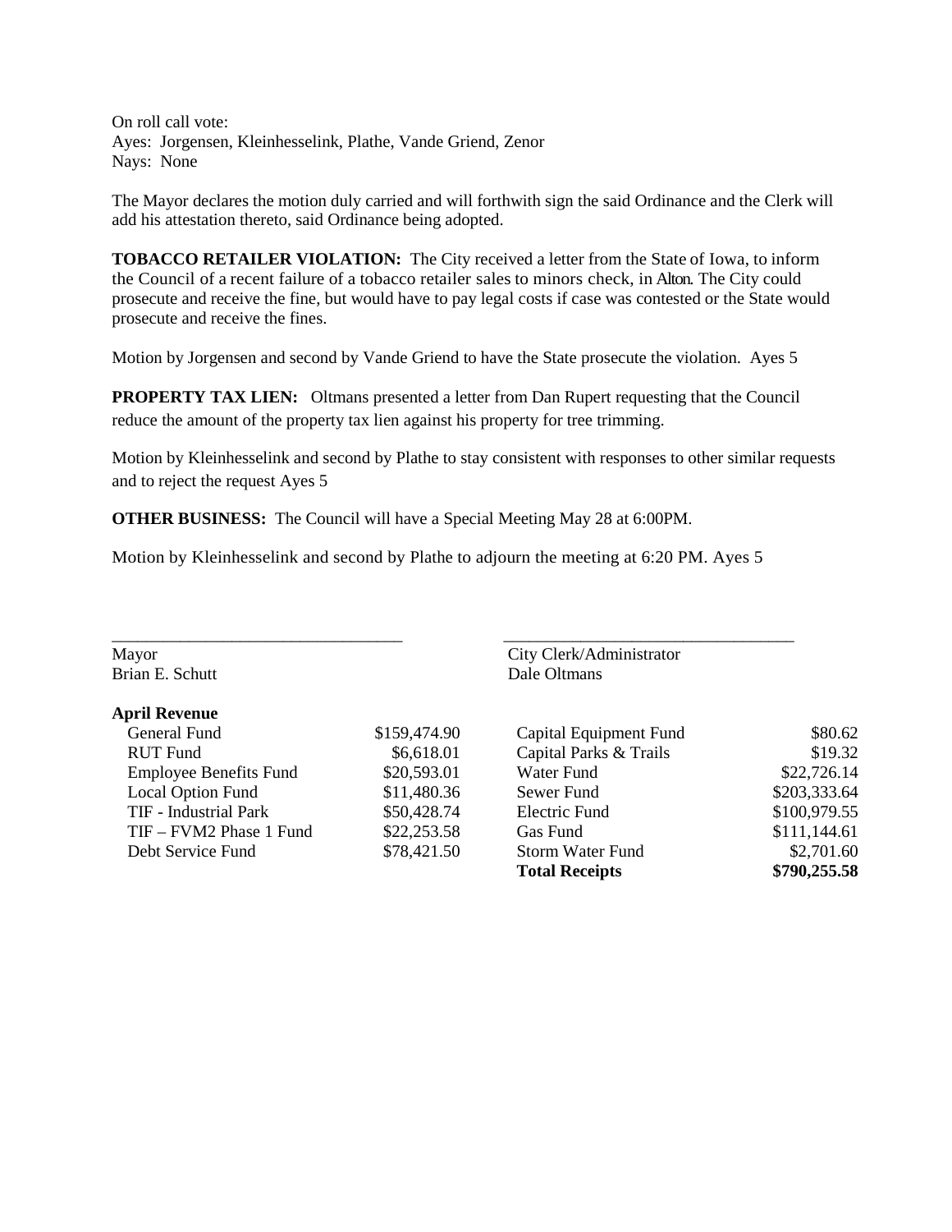On roll call vote:
Ayes: Jorgensen, Kleinhesselink, Plathe, Vande Griend, Zenor
Nays: None

The Mayor declares the motion duly carried and will forthwith sign the said Ordinance and the Clerk will add his attestation thereto, said Ordinance being adopted.

**TOBACCO RETAILER VIOLATION:** The City received a letter from the State of Iowa, to inform the Council of a recent failure of a tobacco retailer sales to minors check, in Alton. The City could prosecute and receive the fine, but would have to pay legal costs if case was contested or the State would prosecute and receive the fines.

Motion by Jorgensen and second by Vande Griend to have the State prosecute the violation. Ayes 5

**PROPERTY TAX LIEN:** Oltmans presented a letter from Dan Rupert requesting that the Council reduce the amount of the property tax lien against his property for tree trimming.

Motion by Kleinhesselink and second by Plathe to stay consistent with responses to other similar requests and to reject the request Ayes 5

**OTHER BUSINESS:** The Council will have a Special Meeting May 28 at 6:00PM.

Motion by Kleinhesselink and second by Plathe to adjourn the meeting at 6:20 PM. Ayes 5

\_\_\_\_\_\_\_\_\_\_\_\_\_\_\_\_\_\_\_\_\_\_\_\_\_\_\_\_\_\_\_\_\_\_
Mayor
Brian E. Schutt

\_\_\_\_\_\_\_\_\_\_\_\_\_\_\_\_\_\_\_\_\_\_\_\_\_\_\_\_\_\_\_\_\_\_
City Clerk/Administrator
Dale Oltmans

**April Revenue**

| | | | |
|---|---|---|---|
| General Fund | $159,474.90 | Capital Equipment Fund | $80.62 |
| RUT Fund | $6,618.01 | Capital Parks & Trails | $19.32 |
| Employee Benefits Fund | $20,593.01 | Water Fund | $22,726.14 |
| Local Option Fund | $11,480.36 | Sewer Fund | $203,333.64 |
| TIF - Industrial Park | $50,428.74 | Electric Fund | $100,979.55 |
| TIF – FVM2 Phase 1 Fund | $22,253.58 | Gas Fund | $111,144.61 |
| Debt Service Fund | $78,421.50 | Storm Water Fund | $2,701.60 |
| | | **Total Receipts** | **$790,255.58** |